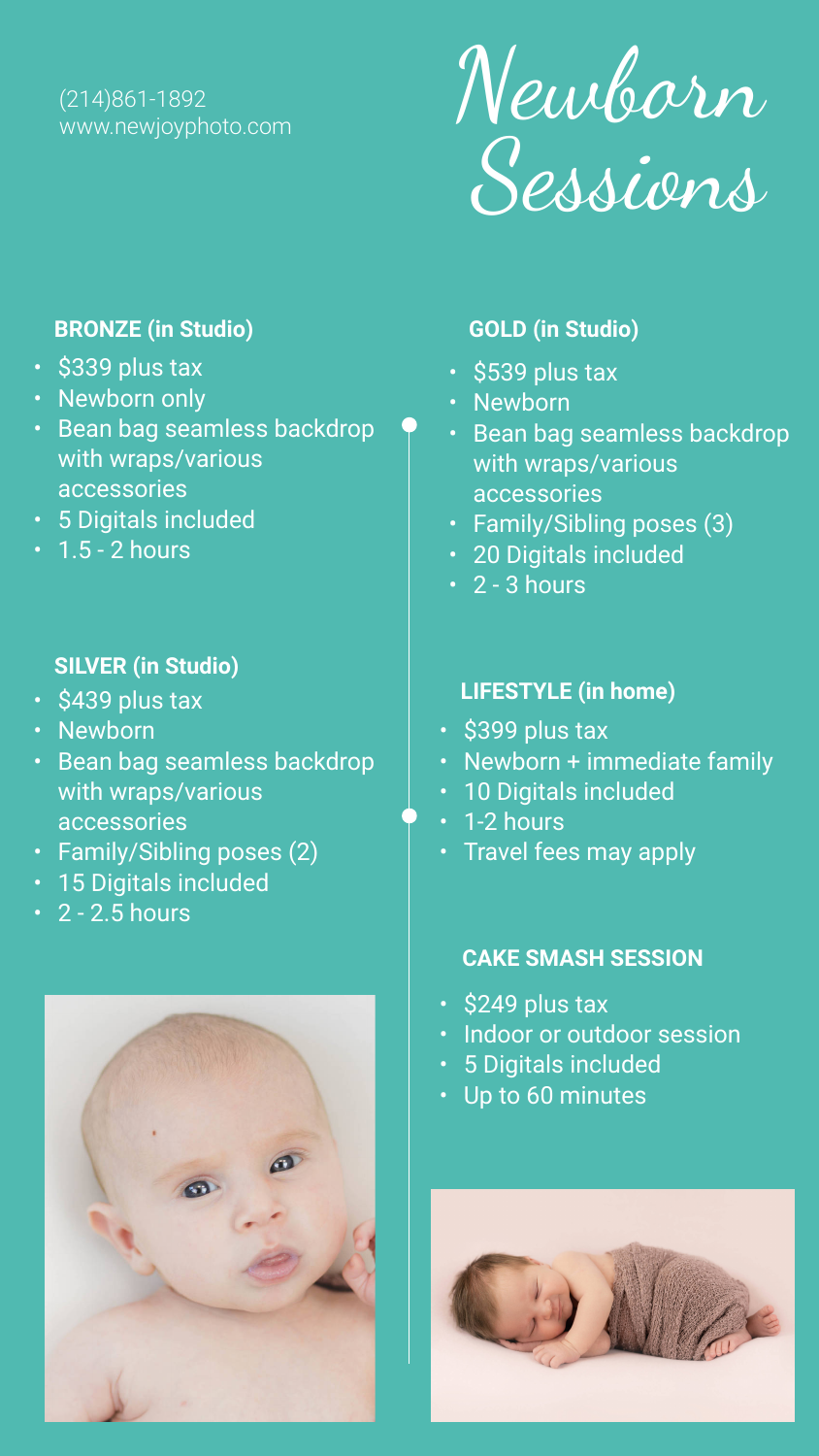(214)861-1892
www.newjoyphoto.com

# Newborn Sessions

### BRONZE (in Studio)

- $339 plus tax
- Newborn only
- Bean bag seamless backdrop with wraps/various accessories
- 5 Digitals included
- 1.5 - 2 hours

### SILVER (in Studio)

- $439 plus tax
- Newborn
- Bean bag seamless backdrop with wraps/various accessories
- Family/Sibling poses (2)
- 15 Digitals included
- 2 - 2.5 hours

### GOLD (in Studio)

- $539 plus tax
- Newborn
- Bean bag seamless backdrop with wraps/various accessories
- Family/Sibling poses (3)
- 20 Digitals included
- 2 - 3 hours

### LIFESTYLE (in home)

- $399 plus tax
- Newborn + immediate family
- 10 Digitals included
- 1-2 hours
- Travel fees may apply

### CAKE SMASH SESSION

- $249 plus tax
- Indoor or outdoor session
- 5 Digitals included
- Up to 60 minutes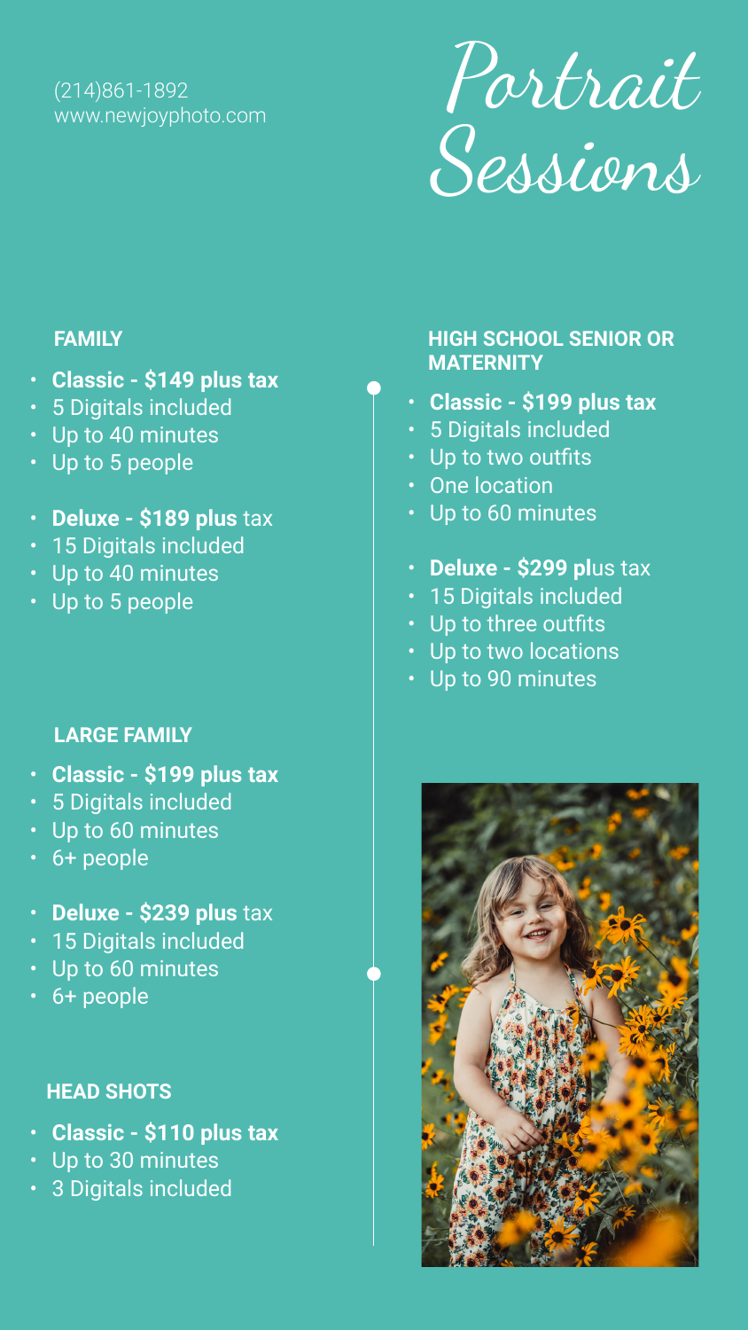(214)861-1892
www.newjoyphoto.com

# Portrait Sessions

### FAMILY

- **Classic - $149 plus tax**
- 5 Digitals included
- Up to 40 minutes
- Up to 5 people

- **Deluxe - $189 plus** tax
- 15 Digitals included
- Up to 40 minutes
- Up to 5 people

### LARGE FAMILY

- **Classic - $199 plus tax**
- 5 Digitals included
- Up to 60 minutes
- 6+ people

- **Deluxe - $239 plus** tax
- 15 Digitals included
- Up to 60 minutes
- 6+ people

### HEAD SHOTS

- **Classic - $110 plus tax**
- Up to 30 minutes
- 3 Digitals included

### HIGH SCHOOL SENIOR OR MATERNITY

- **Classic - $199 plus tax**
- 5 Digitals included
- Up to two outfits
- One location
- Up to 60 minutes

- **Deluxe - $299 pl**us tax
- 15 Digitals included
- Up to three outfits
- Up to two locations
- Up to 90 minutes